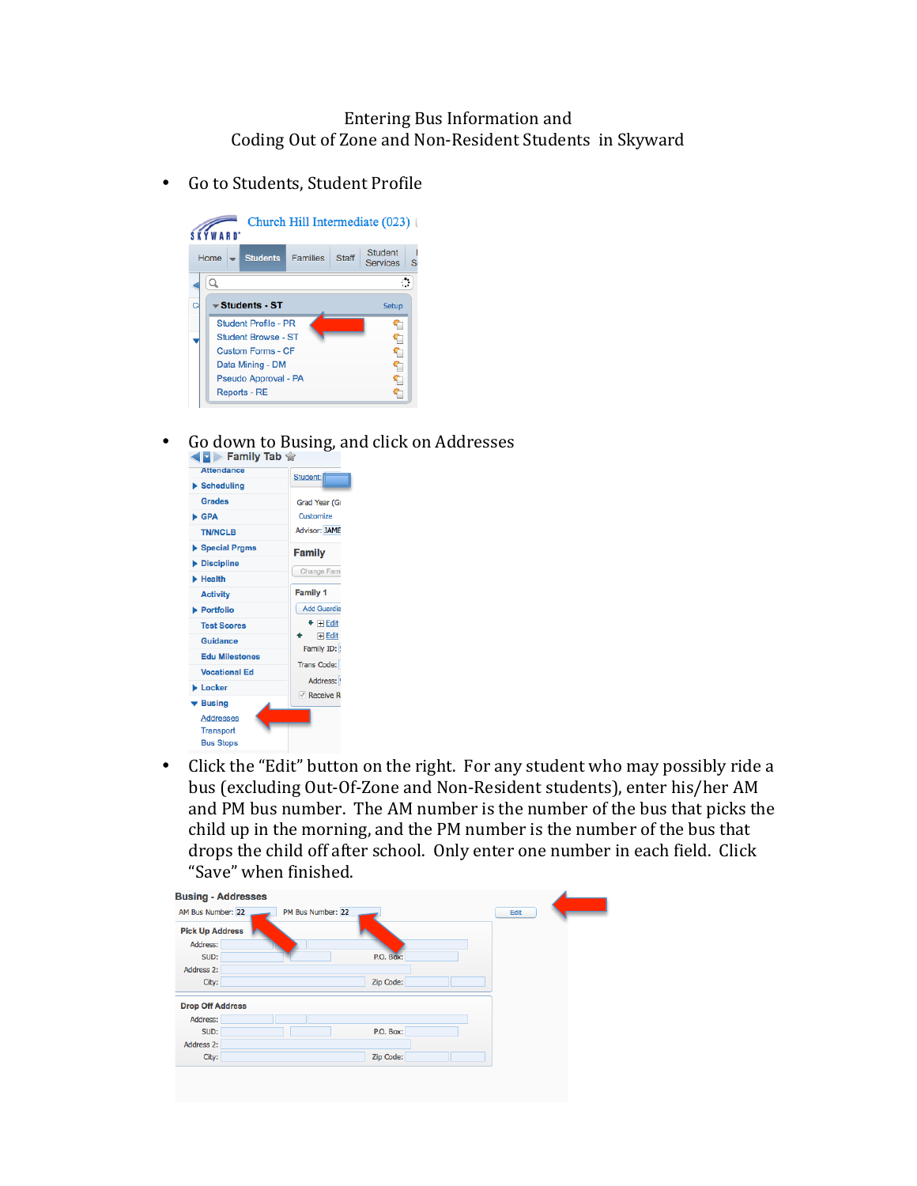# Entering Bus Information and Coding Out of Zone and Non-Resident Students in Skyward

- Go to Students, Student Profile

- Go down to Busing, and click on Addresses

- Click the "Edit" button on the right. For any student who may possibly ride a bus (excluding Out-Of-Zone and Non-Resident students), enter his/her AM and PM bus number. The AM number is the number of the bus that picks the child up in the morning, and the PM number is the number of the bus that drops the child off after school. Only enter one number in each field. Click "Save" when finished.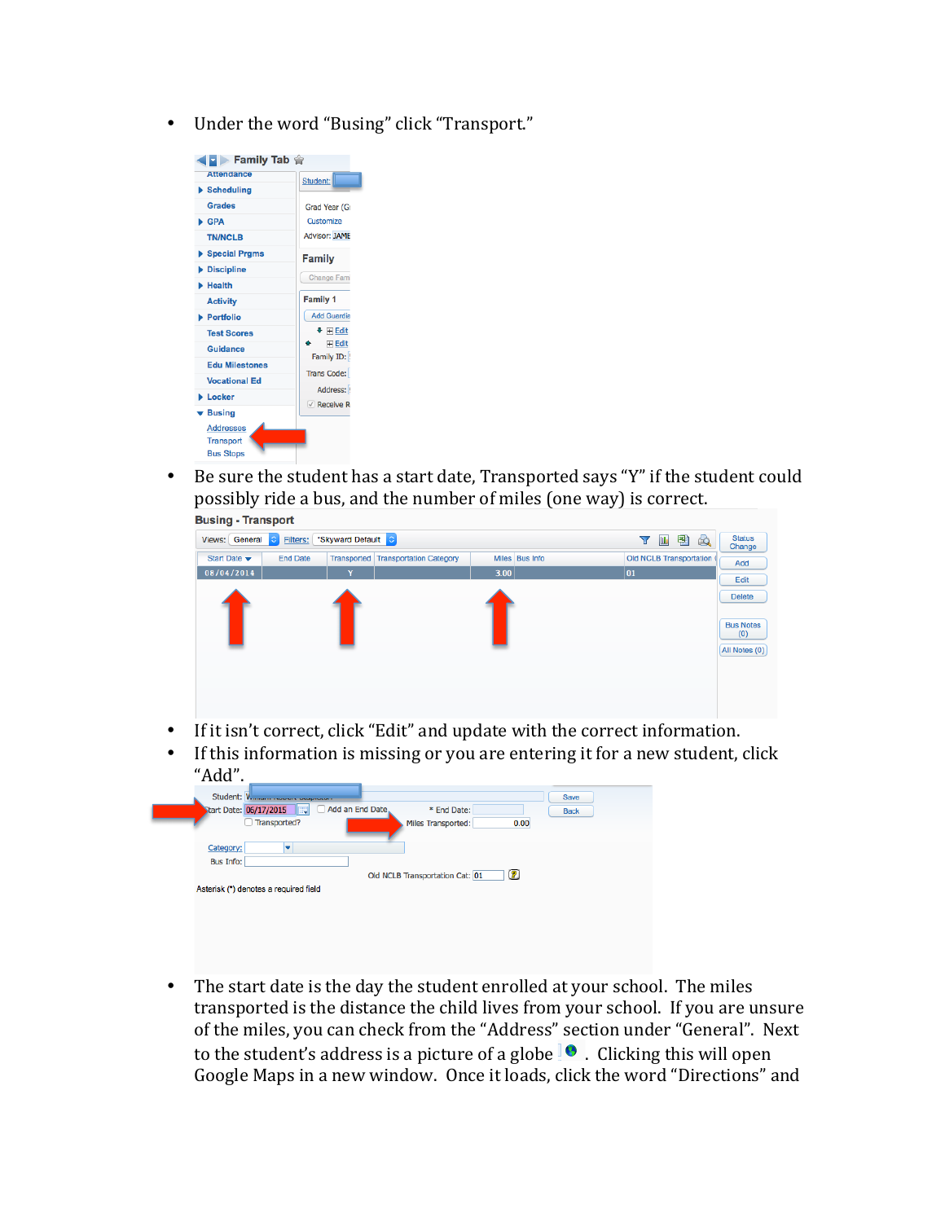- Under the word "Busing" click "Transport."
- Be sure the student has a start date, Transported says "Y" if the student could possibly ride a bus, and the number of miles (one way) is correct.
- If it isn't correct, click "Edit" and update with the correct information.
- If this information is missing or you are entering it for a new student, click "Add".
- The start date is the day the student enrolled at your school. The miles transported is the distance the child lives from your school. If you are unsure of the miles, you can check from the "Address" section under "General". Next to the student's address is a picture of a globe. Clicking this will open Google Maps in a new window. Once it loads, click the word "Directions" and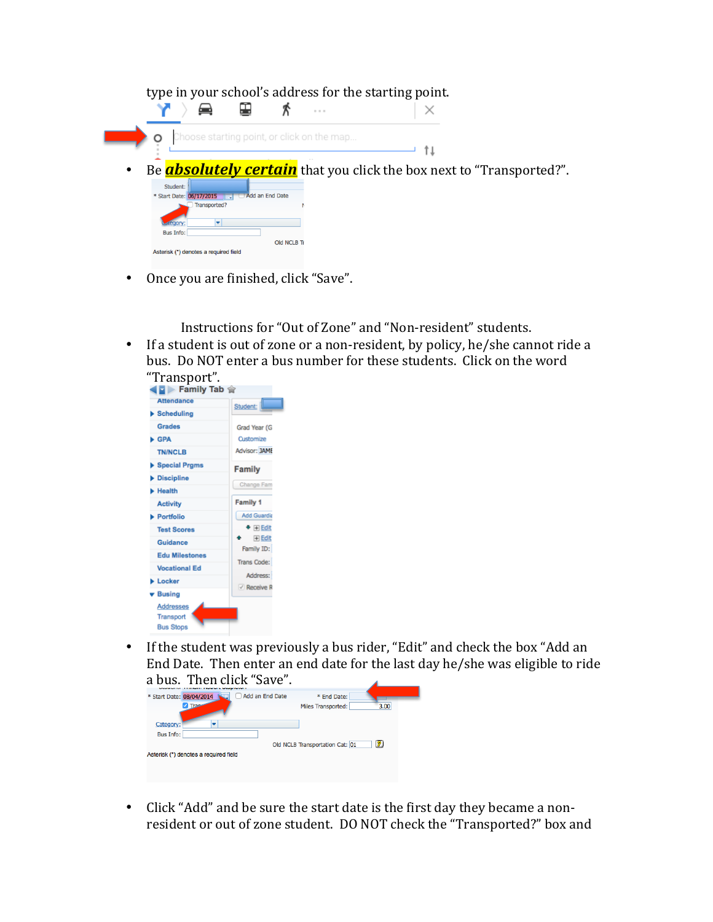type in your school's address for the starting point.

- Be ***absolutely certain*** that you click the box next to "Transported?".

- Once you are finished, click "Save".

Instructions for "Out of Zone" and "Non-resident" students.

- If a student is out of zone or a non-resident, by policy, he/she cannot ride a bus. Do NOT enter a bus number for these students. Click on the word "Transport".

- If the student was previously a bus rider, "Edit" and check the box "Add an End Date. Then enter an end date for the last day he/she was eligible to ride a bus. Then click "Save".

- Click "Add" and be sure the start date is the first day they became a non-resident or out of zone student. DO NOT check the "Transported?" box and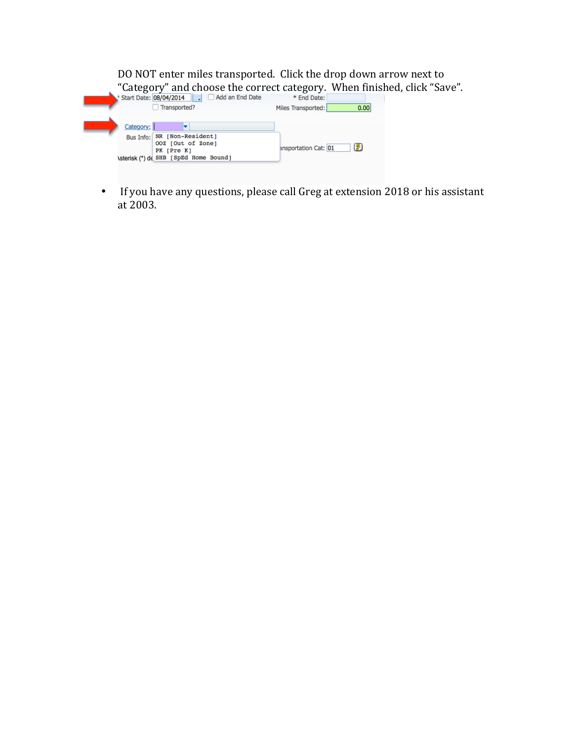DO NOT enter miles transported. Click the drop down arrow next to "Category" and choose the correct category. When finished, click "Save".

* If you have any questions, please call Greg at extension 2018 or his assistant at 2003.